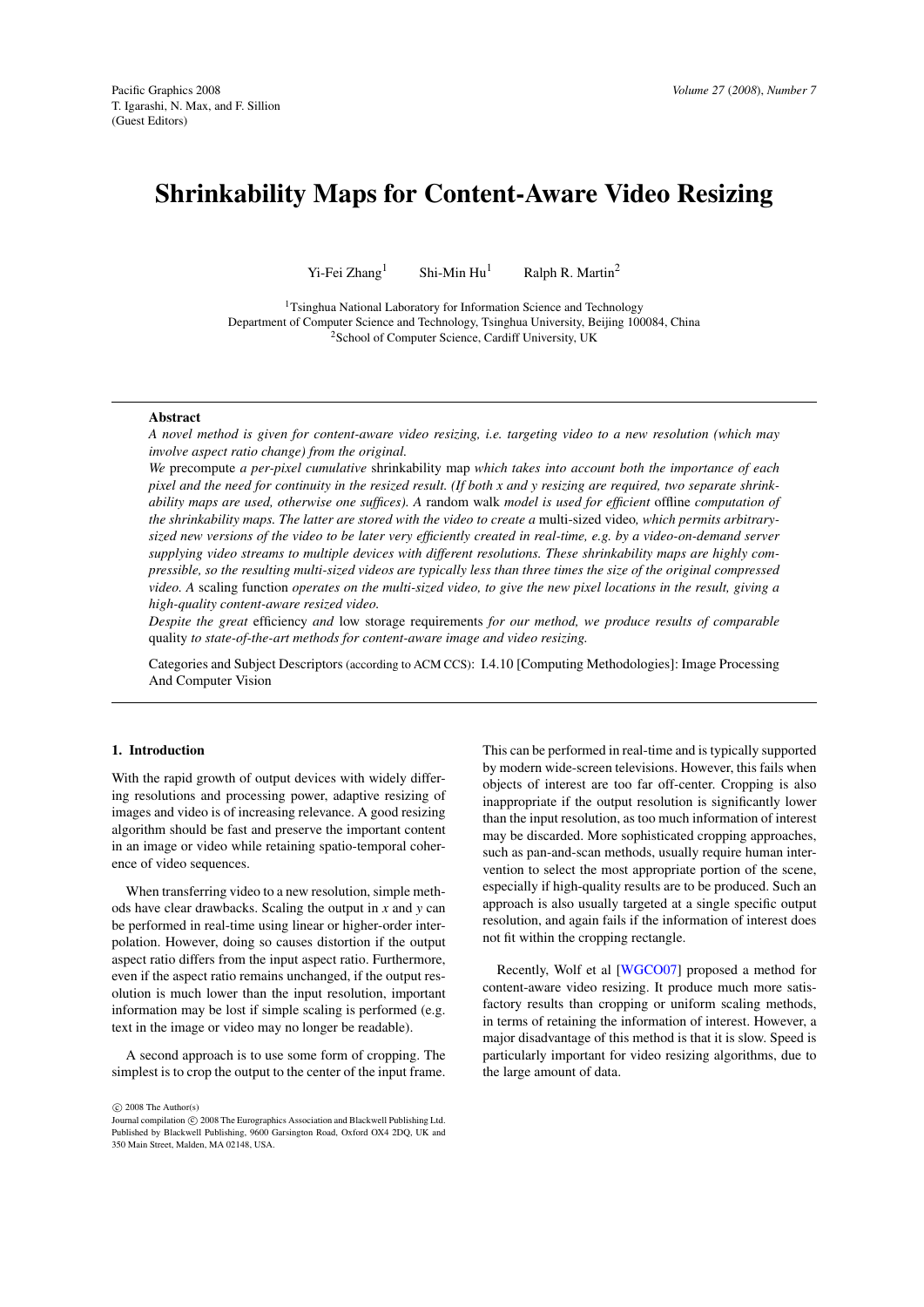# Shrinkability Maps for Content-Aware Video Resizing

Yi-Fei Zhang[1] Shi-Min Hu[1] Ralph R. Martin[2]

[1]Tsinghua National Laboratory for Information Science and Technology
Department of Computer Science and Technology, Tsinghua University, Beijing 100084, China
[2]School of Computer Science, Cardiff University, UK

## Abstract

*A novel method is given for content-aware video resizing, i.e. targeting video to a new resolution (which may involve aspect ratio change) from the original.*

*We* precompute *a per-pixel cumulative* shrinkability map *which takes into account both the importance of each pixel and the need for continuity in the resized result. (If both x and y resizing are required, two separate shrinkability maps are used, otherwise one suffices). A* random walk *model is used for efficient* offline *computation of the shrinkability maps. The latter are stored with the video to create a* multi-sized video*, which permits arbitrary-sized new versions of the video to be later very efficiently created in real-time, e.g. by a video-on-demand server supplying video streams to multiple devices with different resolutions. These shrinkability maps are highly compressible, so the resulting multi-sized videos are typically less than three times the size of the original compressed video. A* scaling function *operates on the multi-sized video, to give the new pixel locations in the result, giving a high-quality content-aware resized video.*

*Despite the great* efficiency *and* low storage requirements *for our method, we produce results of comparable* quality *to state-of-the-art methods for content-aware image and video resizing.*

Categories and Subject Descriptors (according to ACM CCS): I.4.10 [Computing Methodologies]: Image Processing And Computer Vision

## 1. Introduction

With the rapid growth of output devices with widely differing resolutions and processing power, adaptive resizing of images and video is of increasing relevance. A good resizing algorithm should be fast and preserve the important content in an image or video while retaining spatio-temporal coherence of video sequences.

When transferring video to a new resolution, simple methods have clear drawbacks. Scaling the output in $x$ and $y$ can be performed in real-time using linear or higher-order interpolation. However, doing so causes distortion if the output aspect ratio differs from the input aspect ratio. Furthermore, even if the aspect ratio remains unchanged, if the output resolution is much lower than the input resolution, important information may be lost if simple scaling is performed (e.g. text in the image or video may no longer be readable).

A second approach is to use some form of cropping. The simplest is to crop the output to the center of the input frame. This can be performed in real-time and is typically supported by modern wide-screen televisions. However, this fails when objects of interest are too far off-center. Cropping is also inappropriate if the output resolution is significantly lower than the input resolution, as too much information of interest may be discarded. More sophisticated cropping approaches, such as pan-and-scan methods, usually require human intervention to select the most appropriate portion of the scene, especially if high-quality results are to be produced. Such an approach is also usually targeted at a single specific output resolution, and again fails if the information of interest does not fit within the cropping rectangle.

Recently, Wolf et al [WGCO07] proposed a method for content-aware video resizing. It produce much more satisfactory results than cropping or uniform scaling methods, in terms of retaining the information of interest. However, a major disadvantage of this method is that it is slow. Speed is particularly important for video resizing algorithms, due to the large amount of data.

© 2008 The Author(s)
Journal compilation © 2008 The Eurographics Association and Blackwell Publishing Ltd. Published by Blackwell Publishing, 9600 Garsington Road, Oxford OX4 2DQ, UK and 350 Main Street, Malden, MA 02148, USA.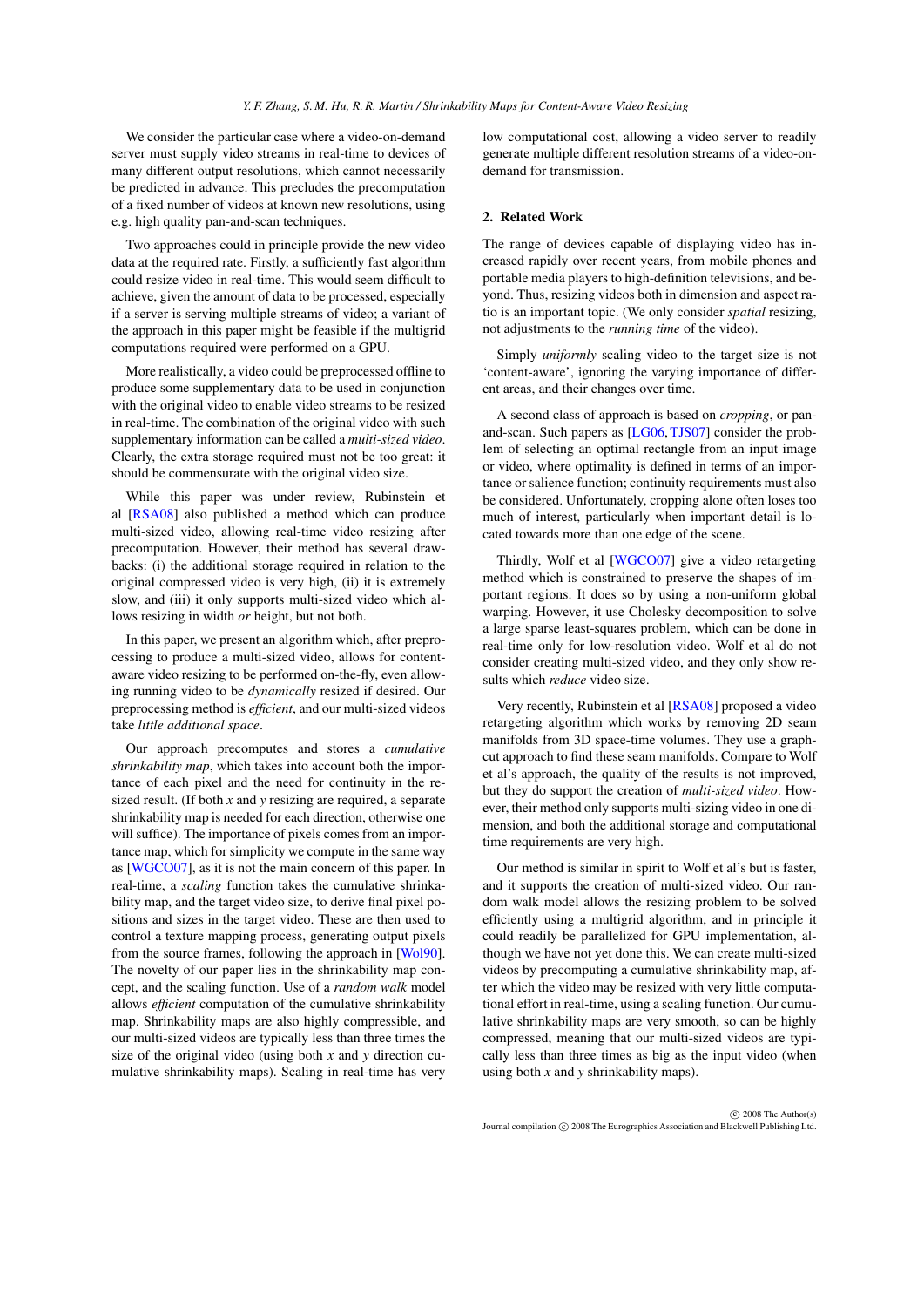We consider the particular case where a video-on-demand server must supply video streams in real-time to devices of many different output resolutions, which cannot necessarily be predicted in advance. This precludes the precomputation of a fixed number of videos at known new resolutions, using e.g. high quality pan-and-scan techniques.

Two approaches could in principle provide the new video data at the required rate. Firstly, a sufficiently fast algorithm could resize video in real-time. This would seem difficult to achieve, given the amount of data to be processed, especially if a server is serving multiple streams of video; a variant of the approach in this paper might be feasible if the multigrid computations required were performed on a GPU.

More realistically, a video could be preprocessed offline to produce some supplementary data to be used in conjunction with the original video to enable video streams to be resized in real-time. The combination of the original video with such supplementary information can be called a *multi-sized video*. Clearly, the extra storage required must not be too great: it should be commensurate with the original video size.

While this paper was under review, Rubinstein et al [RSA08] also published a method which can produce multi-sized video, allowing real-time video resizing after precomputation. However, their method has several drawbacks: (i) the additional storage required in relation to the original compressed video is very high, (ii) it is extremely slow, and (iii) it only supports multi-sized video which allows resizing in width *or* height, but not both.

In this paper, we present an algorithm which, after preprocessing to produce a multi-sized video, allows for content-aware video resizing to be performed on-the-fly, even allowing running video to be *dynamically* resized if desired. Our preprocessing method is *efficient*, and our multi-sized videos take *little additional space*.

Our approach precomputes and stores a *cumulative shrinkability map*, which takes into account both the importance of each pixel and the need for continuity in the resized result. (If both $x$ and $y$ resizing are required, a separate shrinkability map is needed for each direction, otherwise one will suffice.) The importance of pixels comes from an importance map, which for simplicity we compute in the same way as [WGCO07], as it is not the main concern of this paper. In real-time, a *scaling* function takes the cumulative shrinkability map, and the target video size, to derive final pixel positions and sizes in the target video. These are then used to control a texture mapping process, generating output pixels from the source frames, following the approach in [Wol90]. The novelty of our paper lies in the shrinkability map concept, and the scaling function. Use of a *random walk* model allows *efficient* computation of the cumulative shrinkability map. Shrinkability maps are also highly compressible, and our multi-sized videos are typically less than three times the size of the original video (using both $x$ and $y$ direction cumulative shrinkability maps). Scaling in real-time has very low computational cost, allowing a video server to readily generate multiple different resolution streams of a video-on-demand for transmission.

## 2. Related Work

The range of devices capable of displaying video has increased rapidly over recent years, from mobile phones and portable media players to high-definition televisions, and beyond. Thus, resizing videos both in dimension and aspect ratio is an important topic. (We only consider *spatial* resizing, not adjustments to the *running time* of the video).

Simply *uniformly* scaling video to the target size is not 'content-aware', ignoring the varying importance of different areas, and their changes over time.

A second class of approach is based on *cropping*, or pan-and-scan. Such papers as [LG06, TJS07] consider the problem of selecting an optimal rectangle from an input image or video, where optimality is defined in terms of an importance or salience function; continuity requirements must also be considered. Unfortunately, cropping alone often loses too much of interest, particularly when important detail is located towards more than one edge of the scene.

Thirdly, Wolf et al [WGCO07] give a video retargeting method which is constrained to preserve the shapes of important regions. It does so by using a non-uniform global warping. However, it use Cholesky decomposition to solve a large sparse least-squares problem, which can be done in real-time only for low-resolution video. Wolf et al do not consider creating multi-sized video, and they only show results which *reduce* video size.

Very recently, Rubinstein et al [RSA08] proposed a video retargeting algorithm which works by removing 2D seam manifolds from 3D space-time volumes. They use a graph-cut approach to find these seam manifolds. Compare to Wolf et al's approach, the quality of the results is not improved, but they do support the creation of *multi-sized video*. However, their method only supports multi-sizing video in one dimension, and both the additional storage and computational time requirements are very high.

Our method is similar in spirit to Wolf et al's but is faster, and it supports the creation of multi-sized video. Our random walk model allows the resizing problem to be solved efficiently using a multigrid algorithm, and in principle it could readily be parallelized for GPU implementation, although we have not yet done this. We can create multi-sized videos by precomputing a cumulative shrinkability map, after which the video may be resized with very little computational effort in real-time, using a scaling function. Our cumulative shrinkability maps are very smooth, so can be highly compressed, meaning that our multi-sized videos are typically less than three times as big as the input video (when using both $x$ and $y$ shrinkability maps).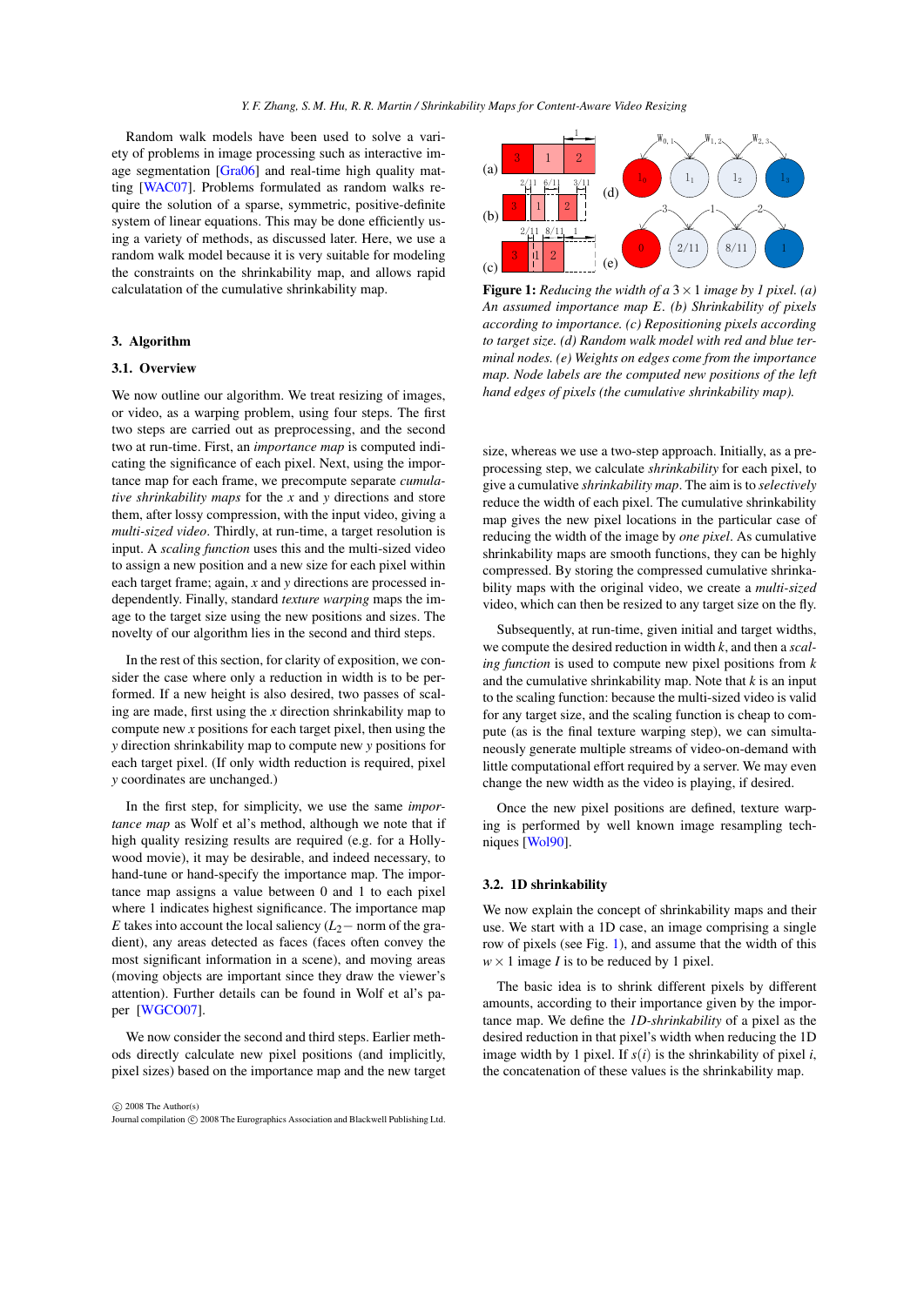Random walk models have been used to solve a variety of problems in image processing such as interactive image segmentation [Gra06] and real-time high quality matting [WAC07]. Problems formulated as random walks require the solution of a sparse, symmetric, positive-definite system of linear equations. This may be done efficiently using a variety of methods, as discussed later. Here, we use a random walk model because it is very suitable for modeling the constraints on the shrinkability map, and allows rapid calculatation of the cumulative shrinkability map.

## 3. Algorithm

### 3.1. Overview

We now outline our algorithm. We treat resizing of images, or video, as a warping problem, using four steps. The first two steps are carried out as preprocessing, and the second two at run-time. First, an *importance map* is computed indicating the significance of each pixel. Next, using the importance map for each frame, we precompute separate *cumulative shrinkability maps* for the $x$ and $y$ directions and store them, after lossy compression, with the input video, giving a *multi-sized video*. Thirdly, at run-time, a target resolution is input. A *scaling function* uses this and the multi-sized video to assign a new position and a new size for each pixel within each target frame; again, $x$ and $y$ directions are processed independently. Finally, standard *texture warping* maps the image to the target size using the new positions and sizes. The novelty of our algorithm lies in the second and third steps.

In the rest of this section, for clarity of exposition, we consider the case where only a reduction in width is to be performed. If a new height is also desired, two passes of scaling are made, first using the $x$ direction shrinkability map to compute new $x$ positions for each target pixel, then using the $y$ direction shrinkability map to compute new $y$ positions for each target pixel. (If only width reduction is required, pixel $y$ coordinates are unchanged.)

In the first step, for simplicity, we use the same *importance map* as Wolf et al's method, although we note that if high quality resizing results are required (e.g. for a Hollywood movie), it may be desirable, and indeed necessary, to hand-tune or hand-specify the importance map. The importance map assigns a value between 0 and 1 to each pixel where 1 indicates highest significance. The importance map $E$ takes into account the local saliency ($L_2-$ norm of the gradient), any areas detected as faces (faces often convey the most significant information in a scene), and moving areas (moving objects are important since they draw the viewer's attention). Further details can be found in Wolf et al's paper [WGCO07].

We now consider the second and third steps. Earlier methods directly calculate new pixel positions (and implicitly, pixel sizes) based on the importance map and the new target size, whereas we use a two-step approach. Initially, as a preprocessing step, we calculate *shrinkability* for each pixel, to give a cumulative *shrinkability map*. The aim is to *selectively* reduce the width of each pixel. The cumulative shrinkability map gives the new pixel locations in the particular case of reducing the width of the image by *one pixel*. As cumulative shrinkability maps are smooth functions, they can be highly compressed. By storing the compressed cumulative shrinkability maps with the original video, we create a *multi-sized* video, which can then be resized to any target size on the fly.

Subsequently, at run-time, given initial and target widths, we compute the desired reduction in width $k$, and then a *scaling function* is used to compute new pixel positions from $k$ and the cumulative shrinkability map. Note that $k$ is an input to the scaling function: because the multi-sized video is valid for any target size, and the scaling function is cheap to compute (as is the final texture warping step), we can simultaneously generate multiple streams of video-on-demand with little computational effort required by a server. We may even change the new width as the video is playing, if desired.

Once the new pixel positions are defined, texture warping is performed by well known image resampling techniques [Wol90].

(a) 3 1 2 — 1
(b) 3 1 2 — 2/11 6/11 3/11
(c) 3 1 2 — 2/11 8/11 1
(d) $1_0$ $1_1$ $1_2$ $1_3$ — $W_{0,1}$ $W_{1,2}$ $W_{2,3}$
(e) 0 2/11 8/11 1 — 3 1 2

**Figure 1:** *Reducing the width of a $3\times1$ image by 1 pixel. (a) An assumed importance map $E$. (b) Shrinkability of pixels according to importance. (c) Repositioning pixels according to target size. (d) Random walk model with red and blue terminal nodes. (e) Weights on edges come from the importance map. Node labels are the computed new positions of the left hand edges of pixels (the cumulative shrinkability map).*

### 3.2. 1D shrinkability

We now explain the concept of shrinkability maps and their use. We start with a 1D case, an image comprising a single row of pixels (see Fig. 1), and assume that the width of this $w\times1$ image $I$ is to be reduced by 1 pixel.

The basic idea is to shrink different pixels by different amounts, according to their importance given by the importance map. We define the *1D-shrinkability* of a pixel as the desired reduction in that pixel's width when reducing the 1D image width by 1 pixel. If $s(i)$ is the shrinkability of pixel $i$, the concatenation of these values is the shrinkability map.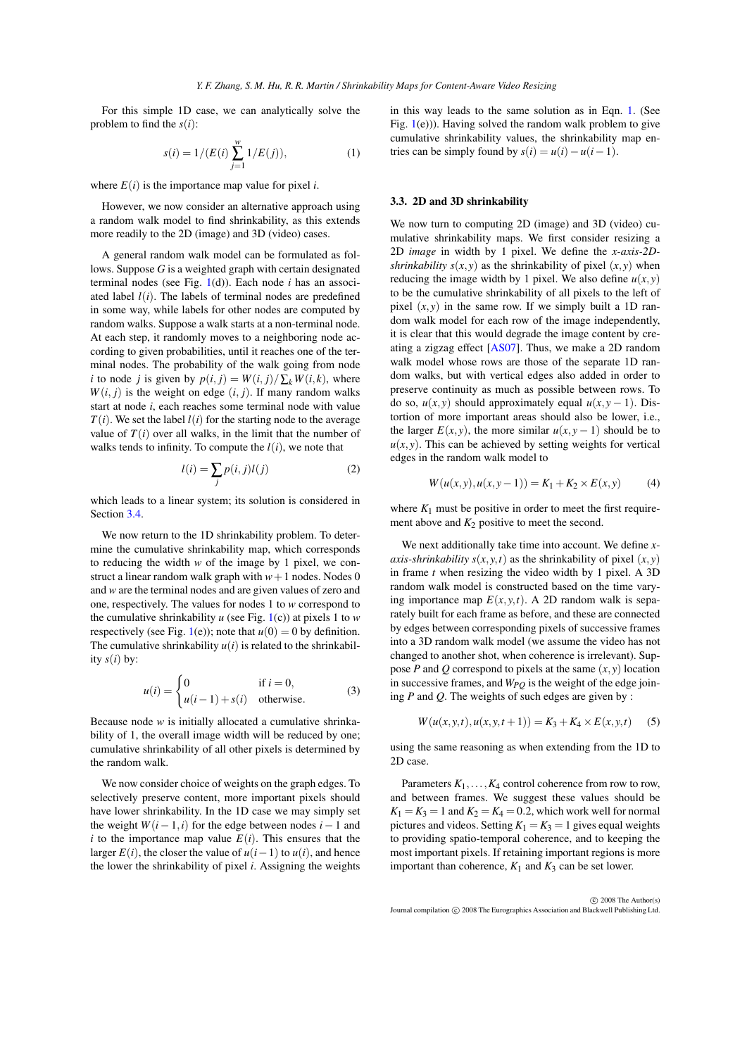For this simple 1D case, we can analytically solve the problem to find the $s(i)$:

$$s(i) = 1/(E(i)\sum_{j=1}^{w} 1/E(j)), \tag{1}$$

where $E(i)$ is the importance map value for pixel $i$.

However, we now consider an alternative approach using a random walk model to find shrinkability, as this extends more readily to the 2D (image) and 3D (video) cases.

A general random walk model can be formulated as follows. Suppose $G$ is a weighted graph with certain designated terminal nodes (see Fig. 1(d)). Each node $i$ has an associated label $l(i)$. The labels of terminal nodes are predefined in some way, while labels for other nodes are computed by random walks. Suppose a walk starts at a non-terminal node. At each step, it randomly moves to a neighboring node according to given probabilities, until it reaches one of the terminal nodes. The probability of the walk going from node $i$ to node $j$ is given by $p(i,j) = W(i,j)/\sum_k W(i,k)$, where $W(i,j)$ is the weight on edge $(i,j)$. If many random walks start at node $i$, each reaches some terminal node with value $T(i)$. We set the label $l(i)$ for the starting node to the average value of $T(i)$ over all walks, in the limit that the number of walks tends to infinity. To compute the $l(i)$, we note that

$$l(i) = \sum_j p(i,j)l(j) \tag{2}$$

which leads to a linear system; its solution is considered in Section 3.4.

We now return to the 1D shrinkability problem. To determine the cumulative shrinkability map, which corresponds to reducing the width $w$ of the image by 1 pixel, we construct a linear random walk graph with $w+1$ nodes. Nodes 0 and $w$ are the terminal nodes and are given values of zero and one, respectively. The values for nodes 1 to $w$ correspond to the cumulative shrinkability $u$ (see Fig. 1(c)) at pixels 1 to $w$ respectively (see Fig. 1(e)); note that $u(0) = 0$ by definition. The cumulative shrinkability $u(i)$ is related to the shrinkability $s(i)$ by:

$$u(i) = \begin{cases} 0 & \text{if } i = 0, \\ u(i-1) + s(i) & \text{otherwise.} \end{cases} \tag{3}$$

Because node $w$ is initially allocated a cumulative shrinkability of 1, the overall image width will be reduced by one; cumulative shrinkability of all other pixels is determined by the random walk.

We now consider choice of weights on the graph edges. To selectively preserve content, more important pixels should have lower shrinkability. In the 1D case we may simply set the weight $W(i-1,i)$ for the edge between nodes $i-1$ and $i$ to the importance map value $E(i)$. This ensures that the larger $E(i)$, the closer the value of $u(i-1)$ to $u(i)$, and hence the lower the shrinkability of pixel $i$. Assigning the weights in this way leads to the same solution as in Eqn. 1. (See Fig. 1(e))). Having solved the random walk problem to give cumulative shrinkability values, the shrinkability map entries can be simply found by $s(i) = u(i) - u(i-1)$.

### 3.3. 2D and 3D shrinkability

We now turn to computing 2D (image) and 3D (video) cumulative shrinkability maps. We first consider resizing a 2D *image* in width by 1 pixel. We define the *x-axis-2D-shrinkability* $s(x,y)$ as the shrinkability of pixel $(x,y)$ when reducing the image width by 1 pixel. We also define $u(x,y)$ to be the cumulative shrinkability of all pixels to the left of pixel $(x,y)$ in the same row. If we simply built a 1D random walk model for each row of the image independently, it is clear that this would degrade the image content by creating a zigzag effect [AS07]. Thus, we make a 2D random walk model whose rows are those of the separate 1D random walks, but with vertical edges also added in order to preserve continuity as much as possible between rows. To do so, $u(x,y)$ should approximately equal $u(x,y-1)$. Distortion of more important areas should also be lower, i.e., the larger $E(x,y)$, the more similar $u(x,y-1)$ should be to $u(x,y)$. This can be achieved by setting weights for vertical edges in the random walk model to

$$W(u(x,y),u(x,y-1)) = K_1 + K_2 \times E(x,y) \tag{4}$$

where $K_1$ must be positive in order to meet the first requirement above and $K_2$ positive to meet the second.

We next additionally take time into account. We define *x-axis-shrinkability* $s(x,y,t)$ as the shrinkability of pixel $(x,y)$ in frame $t$ when resizing the video width by 1 pixel. A 3D random walk model is constructed based on the time varying importance map $E(x,y,t)$. A 2D random walk is separately built for each frame as before, and these are connected by edges between corresponding pixels of successive frames into a 3D random walk model (we assume the video has not changed to another shot, when coherence is irrelevant). Suppose $P$ and $Q$ correspond to pixels at the same $(x,y)$ location in successive frames, and $W_{PQ}$ is the weight of the edge joining $P$ and $Q$. The weights of such edges are given by :

$$W(u(x,y,t),u(x,y,t+1)) = K_3 + K_4 \times E(x,y,t) \tag{5}$$

using the same reasoning as when extending from the 1D to 2D case.

Parameters $K_1,\ldots,K_4$ control coherence from row to row, and between frames. We suggest these values should be $K_1 = K_3 = 1$ and $K_2 = K_4 = 0.2$, which work well for normal pictures and videos. Setting $K_1 = K_3 = 1$ gives equal weights to providing spatio-temporal coherence, and to keeping the most important pixels. If retaining important regions is more important than coherence, $K_1$ and $K_3$ can be set lower.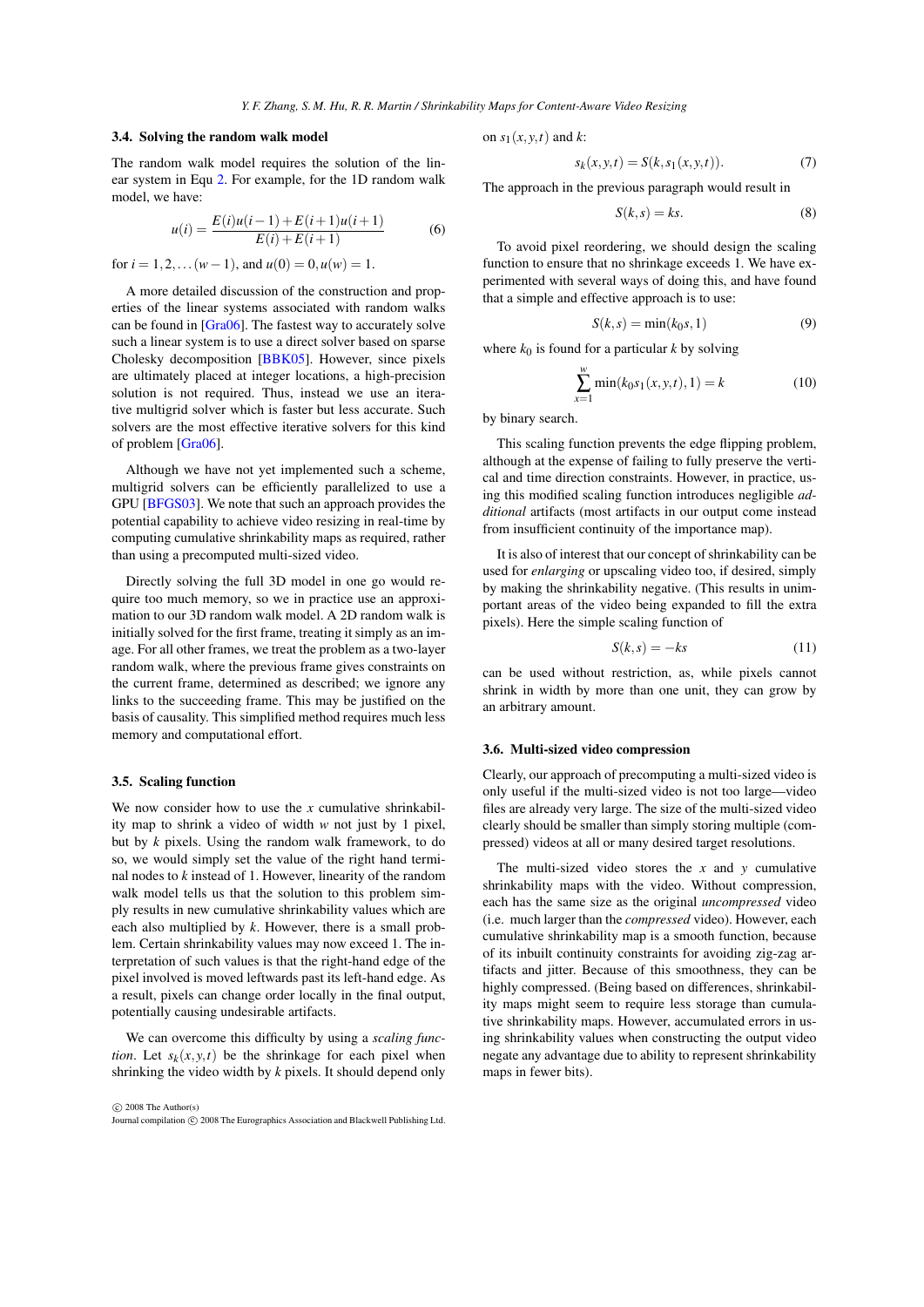### 3.4. Solving the random walk model

The random walk model requires the solution of the linear system in Equ 2. For example, for the 1D random walk model, we have:

$$u(i) = \frac{E(i)u(i-1) + E(i+1)u(i+1)}{E(i) + E(i+1)} \tag{6}$$

for $i = 1, 2, \ldots (w-1)$, and $u(0) = 0, u(w) = 1$.

A more detailed discussion of the construction and properties of the linear systems associated with random walks can be found in [Gra06]. The fastest way to accurately solve such a linear system is to use a direct solver based on sparse Cholesky decomposition [BBK05]. However, since pixels are ultimately placed at integer locations, a high-precision solution is not required. Thus, instead we use an iterative multigrid solver which is faster but less accurate. Such solvers are the most effective iterative solvers for this kind of problem [Gra06].

Although we have not yet implemented such a scheme, multigrid solvers can be efficiently parallelized to use a GPU [BFGS03]. We note that such an approach provides the potential capability to achieve video resizing in real-time by computing cumulative shrinkability maps as required, rather than using a precomputed multi-sized video.

Directly solving the full 3D model in one go would require too much memory, so we in practice use an approximation to our 3D random walk model. A 2D random walk is initially solved for the first frame, treating it simply as an image. For all other frames, we treat the problem as a two-layer random walk, where the previous frame gives constraints on the current frame, determined as described; we ignore any links to the succeeding frame. This may be justified on the basis of causality. This simplified method requires much less memory and computational effort.

### 3.5. Scaling function

We now consider how to use the $x$ cumulative shrinkability map to shrink a video of width $w$ not just by 1 pixel, but by $k$ pixels. Using the random walk framework, to do so, we would simply set the value of the right hand terminal nodes to $k$ instead of 1. However, linearity of the random walk model tells us that the solution to this problem simply results in new cumulative shrinkability values which are each also multiplied by $k$. However, there is a small problem. Certain shrinkability values may now exceed 1. The interpretation of such values is that the right-hand edge of the pixel involved is moved leftwards past its left-hand edge. As a result, pixels can change order locally in the final output, potentially causing undesirable artifacts.

We can overcome this difficulty by using a *scaling function*. Let $s_k(x,y,t)$ be the shrinkage for each pixel when shrinking the video width by $k$ pixels. It should depend only on $s_1(x,y,t)$ and $k$:

$$s_k(x,y,t) = S(k, s_1(x,y,t)). \tag{7}$$

The approach in the previous paragraph would result in

$$S(k,s) = ks. \tag{8}$$

To avoid pixel reordering, we should design the scaling function to ensure that no shrinkage exceeds 1. We have experimented with several ways of doing this, and have found that a simple and effective approach is to use:

$$S(k,s) = \min(k_0 s, 1) \tag{9}$$

where $k_0$ is found for a particular $k$ by solving

$$\sum_{x=1}^{w} \min(k_0 s_1(x,y,t), 1) = k \tag{10}$$

by binary search.

This scaling function prevents the edge flipping problem, although at the expense of failing to fully preserve the vertical and time direction constraints. However, in practice, using this modified scaling function introduces negligible *additional* artifacts (most artifacts in our output come instead from insufficient continuity of the importance map).

It is also of interest that our concept of shrinkability can be used for *enlarging* or upscaling video too, if desired, simply by making the shrinkability negative. (This results in unimportant areas of the video being expanded to fill the extra pixels). Here the simple scaling function of

$$S(k,s) = -ks \tag{11}$$

can be used without restriction, as, while pixels cannot shrink in width by more than one unit, they can grow by an arbitrary amount.

### 3.6. Multi-sized video compression

Clearly, our approach of precomputing a multi-sized video is only useful if the multi-sized video is not too large—video files are already very large. The size of the multi-sized video clearly should be smaller than simply storing multiple (compressed) videos at all or many desired target resolutions.

The multi-sized video stores the $x$ and $y$ cumulative shrinkability maps with the video. Without compression, each has the same size as the original *uncompressed* video (i.e. much larger than the *compressed* video). However, each cumulative shrinkability map is a smooth function, because of its inbuilt continuity constraints for avoiding zig-zag artifacts and jitter. Because of this smoothness, they can be highly compressed. (Being based on differences, shrinkability maps might seem to require less storage than cumulative shrinkability maps. However, accumulated errors in using shrinkability values when constructing the output video negate any advantage due to ability to represent shrinkability maps in fewer bits).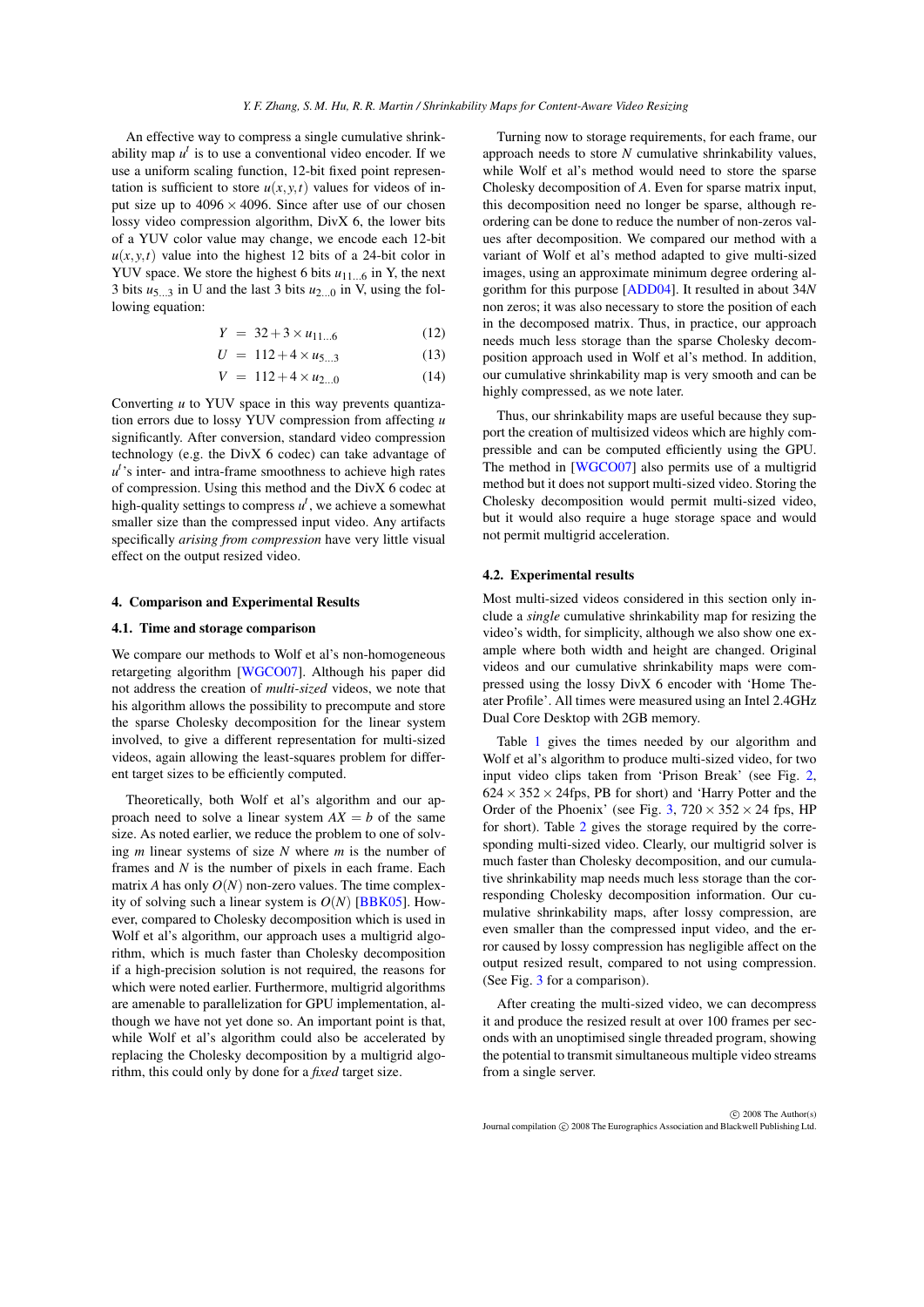An effective way to compress a single cumulative shrinkability map $u^t$ is to use a conventional video encoder. If we use a uniform scaling function, 12-bit fixed point representation is sufficient to store $u(x,y,t)$ values for videos of input size up to $4096 \times 4096$. Since after use of our chosen lossy video compression algorithm, DivX 6, the lower bits of a YUV color value may change, we encode each 12-bit $u(x,y,t)$ value into the highest 12 bits of a 24-bit color in YUV space. We store the highest 6 bits $u_{11...6}$ in Y, the next 3 bits $u_{5...3}$ in U and the last 3 bits $u_{2...0}$ in V, using the following equation:

$$Y = 32 + 3 \times u_{11...6} \tag{12}$$

$$U = 112 + 4 \times u_{5...3} \tag{13}$$

$$V = 112 + 4 \times u_{2...0} \tag{14}$$

Converting $u$ to YUV space in this way prevents quantization errors due to lossy YUV compression from affecting $u$ significantly. After conversion, standard video compression technology (e.g. the DivX 6 codec) can take advantage of $u^t$'s inter- and intra-frame smoothness to achieve high rates of compression. Using this method and the DivX 6 codec at high-quality settings to compress $u^t$, we achieve a somewhat smaller size than the compressed input video. Any artifacts specifically *arising from compression* have very little visual effect on the output resized video.

## 4. Comparison and Experimental Results

### 4.1. Time and storage comparison

We compare our methods to Wolf et al's non-homogeneous retargeting algorithm [WGCO07]. Although his paper did not address the creation of *multi-sized* videos, we note that his algorithm allows the possibility to precompute and store the sparse Cholesky decomposition for the linear system involved, to give a different representation for multi-sized videos, again allowing the least-squares problem for different target sizes to be efficiently computed.

Theoretically, both Wolf et al's algorithm and our approach need to solve a linear system $AX = b$ of the same size. As noted earlier, we reduce the problem to one of solving $m$ linear systems of size $N$ where $m$ is the number of frames and $N$ is the number of pixels in each frame. Each matrix $A$ has only $O(N)$ non-zero values. The time complexity of solving such a linear system is $O(N)$ [BBK05]. However, compared to Cholesky decomposition which is used in Wolf et al's algorithm, our approach uses a multigrid algorithm, which is much faster than Cholesky decomposition if a high-precision solution is not required, the reasons for which were noted earlier. Furthermore, multigrid algorithms are amenable to parallelization for GPU implementation, although we have not yet done so. An important point is that, while Wolf et al's algorithm could also be accelerated by replacing the Cholesky decomposition by a multigrid algorithm, this could only by done for a *fixed* target size.

Turning now to storage requirements, for each frame, our approach needs to store $N$ cumulative shrinkability values, while Wolf et al's method would need to store the sparse Cholesky decomposition of $A$. Even for sparse matrix input, this decomposition need no longer be sparse, although reordering can be done to reduce the number of non-zeros values after decomposition. We compared our method with a variant of Wolf et al's method adapted to give multi-sized images, using an approximate minimum degree ordering algorithm for this purpose [ADD04]. It resulted in about $34N$ non zeros; it was also necessary to store the position of each in the decomposed matrix. Thus, in practice, our approach needs much less storage than the sparse Cholesky decomposition approach used in Wolf et al's method. In addition, our cumulative shrinkability map is very smooth and can be highly compressed, as we note later.

Thus, our shrinkability maps are useful because they support the creation of multisized videos which are highly compressible and can be computed efficiently using the GPU. The method in [WGCO07] also permits use of a multigrid method but it does not support multi-sized video. Storing the Cholesky decomposition would permit multi-sized video, but it would also require a huge storage space and would not permit multigrid acceleration.

### 4.2. Experimental results

Most multi-sized videos considered in this section only include a *single* cumulative shrinkability map for resizing the video's width, for simplicity, although we also show one example where both width and height are changed. Original videos and our cumulative shrinkability maps were compressed using the lossy DivX 6 encoder with 'Home Theater Profile'. All times were measured using an Intel 2.4GHz Dual Core Desktop with 2GB memory.

Table 1 gives the times needed by our algorithm and Wolf et al's algorithm to produce multi-sized video, for two input video clips taken from 'Prison Break' (see Fig. 2, $624 \times 352 \times 24$fps, PB for short) and 'Harry Potter and the Order of the Phoenix' (see Fig. 3, $720 \times 352 \times 24$ fps, HP for short). Table 2 gives the storage required by the corresponding multi-sized video. Clearly, our multigrid solver is much faster than Cholesky decomposition, and our cumulative shrinkability map needs much less storage than the corresponding Cholesky decomposition information. Our cumulative shrinkability maps, after lossy compression, are even smaller than the compressed input video, and the error caused by lossy compression has negligible affect on the output resized result, compared to not using compression. (See Fig. 3 for a comparison).

After creating the multi-sized video, we can decompress it and produce the resized result at over 100 frames per seconds with an unoptimised single threaded program, showing the potential to transmit simultaneous multiple video streams from a single server.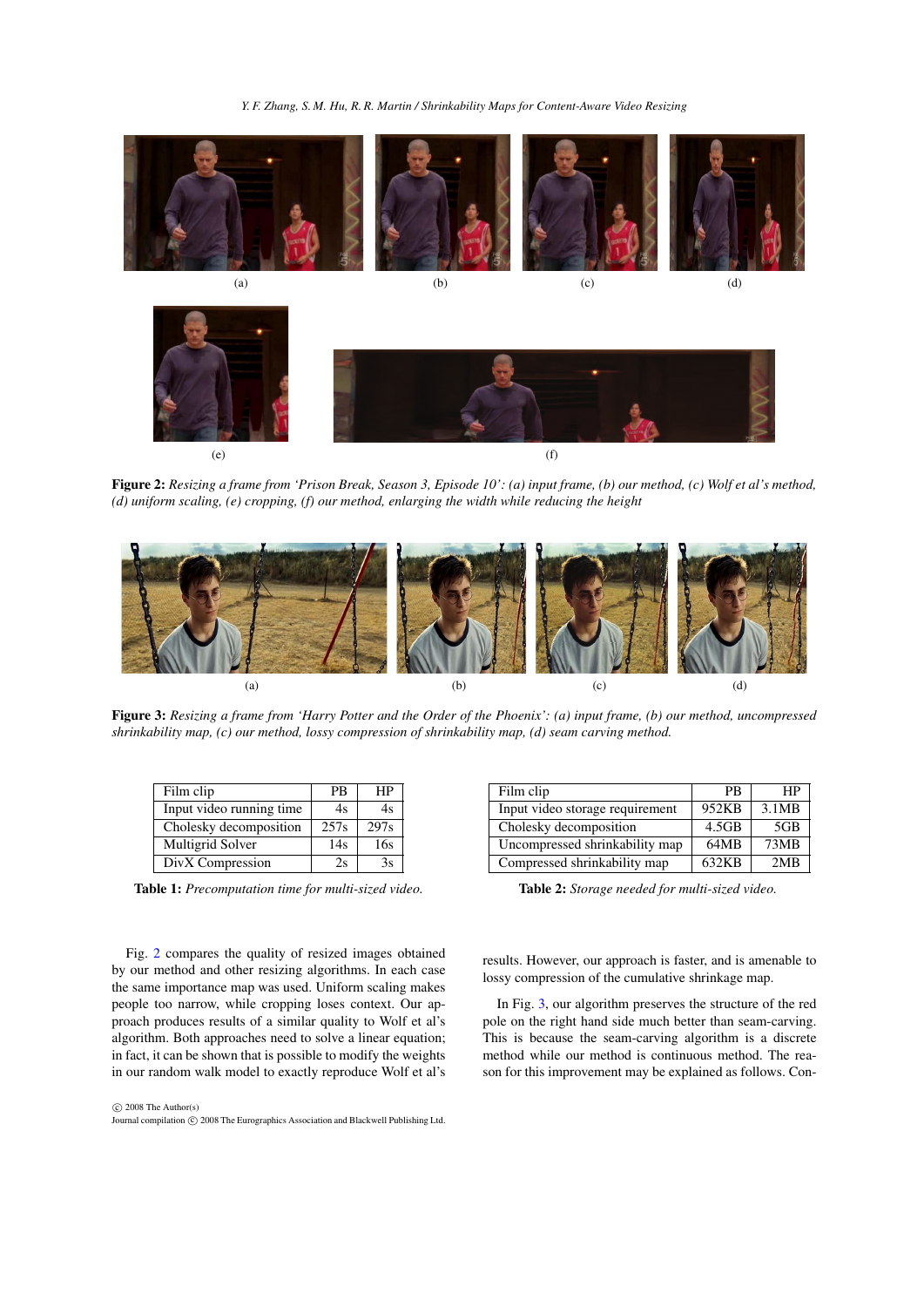(a)

(b)

(c)

(d)

(e)

(f)

**Figure 2:** *Resizing a frame from 'Prison Break, Season 3, Episode 10': (a) input frame, (b) our method, (c) Wolf et al's method, (d) uniform scaling, (e) cropping, (f) our method, enlarging the width while reducing the height*

(a)

(b)

(c)

(d)

**Figure 3:** *Resizing a frame from 'Harry Potter and the Order of the Phoenix': (a) input frame, (b) our method, uncompressed shrinkability map, (c) our method, lossy compression of shrinkability map, (d) seam carving method.*

| Film clip | PB | HP |
|---|---|---|
| Input video running time | 4s | 4s |
| Cholesky decomposition | 257s | 297s |
| Multigrid Solver | 14s | 16s |
| DivX Compression | 2s | 3s |

**Table 1:** *Precomputation time for multi-sized video.*

| Film clip | PB | HP |
|---|---|---|
| Input video storage requirement | 952KB | 3.1MB |
| Cholesky decomposition | 4.5GB | 5GB |
| Uncompressed shrinkability map | 64MB | 73MB |
| Compressed shrinkability map | 632KB | 2MB |

**Table 2:** *Storage needed for multi-sized video.*

Fig. 2 compares the quality of resized images obtained by our method and other resizing algorithms. In each case the same importance map was used. Uniform scaling makes people too narrow, while cropping loses context. Our approach produces results of a similar quality to Wolf et al's algorithm. Both approaches need to solve a linear equation; in fact, it can be shown that is possible to modify the weights in our random walk model to exactly reproduce Wolf et al's results. However, our approach is faster, and is amenable to lossy compression of the cumulative shrinkage map.

In Fig. 3, our algorithm preserves the structure of the red pole on the right hand side much better than seam-carving. This is because the seam-carving algorithm is a discrete method while our method is continuous method. The reason for this improvement may be explained as follows. Con-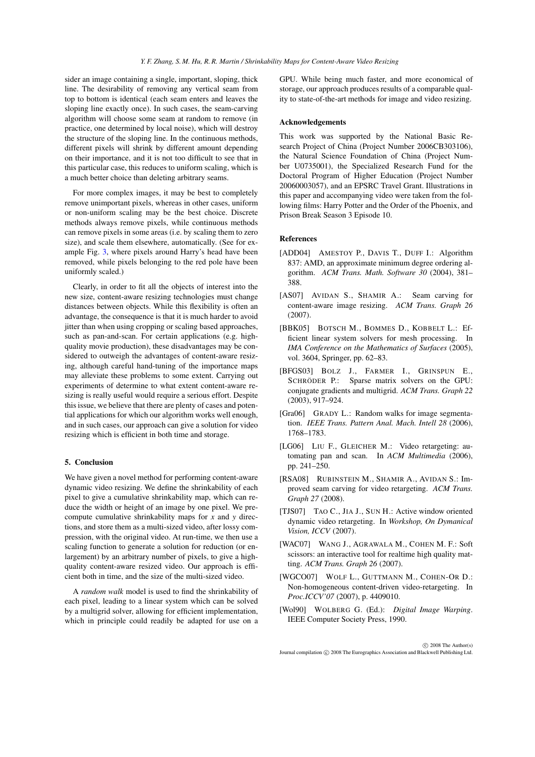sider an image containing a single, important, sloping, thick line. The desirability of removing any vertical seam from top to bottom is identical (each seam enters and leaves the sloping line exactly once). In such cases, the seam-carving algorithm will choose some seam at random to remove (in practice, one determined by local noise), which will destroy the structure of the sloping line. In the continuous methods, different pixels will shrink by different amount depending on their importance, and it is not too difficult to see that in this particular case, this reduces to uniform scaling, which is a much better choice than deleting arbitrary seams.

For more complex images, it may be best to completely remove unimportant pixels, whereas in other cases, uniform or non-uniform scaling may be the best choice. Discrete methods always remove pixels, while continuous methods can remove pixels in some areas (i.e. by scaling them to zero size), and scale them elsewhere, automatically. (See for example Fig. 3, where pixels around Harry's head have been removed, while pixels belonging to the red pole have been uniformly scaled.)

Clearly, in order to fit all the objects of interest into the new size, content-aware resizing technologies must change distances between objects. While this flexibility is often an advantage, the consequence is that it is much harder to avoid jitter than when using cropping or scaling based approaches, such as pan-and-scan. For certain applications (e.g. high-quality movie production), these disadvantages may be considered to outweigh the advantages of content-aware resizing, although careful hand-tuning of the importance maps may alleviate these problems to some extent. Carrying out experiments of determine to which extent content-aware resizing is really useful would require a serious effort. Despite this issue, we believe that there are plenty of cases and potential applications for which our algorithm works well enough, and in such cases, our approach can give a solution for video resizing which is efficient in both time and storage.

## 5. Conclusion

We have given a novel method for performing content-aware dynamic video resizing. We define the shrinkability of each pixel to give a cumulative shrinkability map, which can reduce the width or height of an image by one pixel. We precompute cumulative shrinkability maps for $x$ and $y$ directions, and store them as a multi-sized video, after lossy compression, with the original video. At run-time, we then use a scaling function to generate a solution for reduction (or enlargement) by an arbitrary number of pixels, to give a high-quality content-aware resized video. Our approach is efficient both in time, and the size of the multi-sized video.

A *random walk* model is used to find the shrinkability of each pixel, leading to a linear system which can be solved by a multigrid solver, allowing for efficient implementation, which in principle could readily be adapted for use on a GPU. While being much faster, and more economical of storage, our approach produces results of a comparable quality to state-of-the-art methods for image and video resizing.

### Acknowledgements

This work was supported by the National Basic Research Project of China (Project Number 2006CB303106), the Natural Science Foundation of China (Project Number U0735001), the Specialized Research Fund for the Doctoral Program of Higher Education (Project Number 20060003057), and an EPSRC Travel Grant. Illustrations in this paper and accompanying video were taken from the following films: Harry Potter and the Order of the Phoenix, and Prison Break Season 3 Episode 10.

### References

[ADD04] AMESTOY P., DAVIS T., DUFF I.: Algorithm 837: AMD, an approximate minimum degree ordering algorithm. *ACM Trans. Math. Software 30* (2004), 381–388.

[AS07] AVIDAN S., SHAMIR A.: Seam carving for content-aware image resizing. *ACM Trans. Graph 26* (2007).

[BBK05] BOTSCH M., BOMMES D., KOBBELT L.: Efficient linear system solvers for mesh processing. In *IMA Conference on the Mathematics of Surfaces* (2005), vol. 3604, Springer, pp. 62–83.

[BFGS03] BOLZ J., FARMER I., GRINSPUN E., SCHRÖDER P.: Sparse matrix solvers on the GPU: conjugate gradients and multigrid. *ACM Trans. Graph 22* (2003), 917–924.

[Gra06] GRADY L.: Random walks for image segmentation. *IEEE Trans. Pattern Anal. Mach. Intell 28* (2006), 1768–1783.

[LG06] LIU F., GLEICHER M.: Video retargeting: automating pan and scan. In *ACM Multimedia* (2006), pp. 241–250.

[RSA08] RUBINSTEIN M., SHAMIR A., AVIDAN S.: Improved seam carving for video retargeting. *ACM Trans. Graph 27* (2008).

[TJS07] TAO C., JIA J., SUN H.: Active window oriented dynamic video retargeting. In *Workshop, On Dymanical Vision, ICCV* (2007).

[WAC07] WANG J., AGRAWALA M., COHEN M. F.: Soft scissors: an interactive tool for realtime high quality matting. *ACM Trans. Graph 26* (2007).

[WGCO07] WOLF L., GUTTMANN M., COHEN-OR D.: Non-homogeneous content-driven video-retargeting. In *Proc.ICCV'07* (2007), p. 4409010.

[Wol90] WOLBERG G. (Ed.): *Digital Image Warping*. IEEE Computer Society Press, 1990.